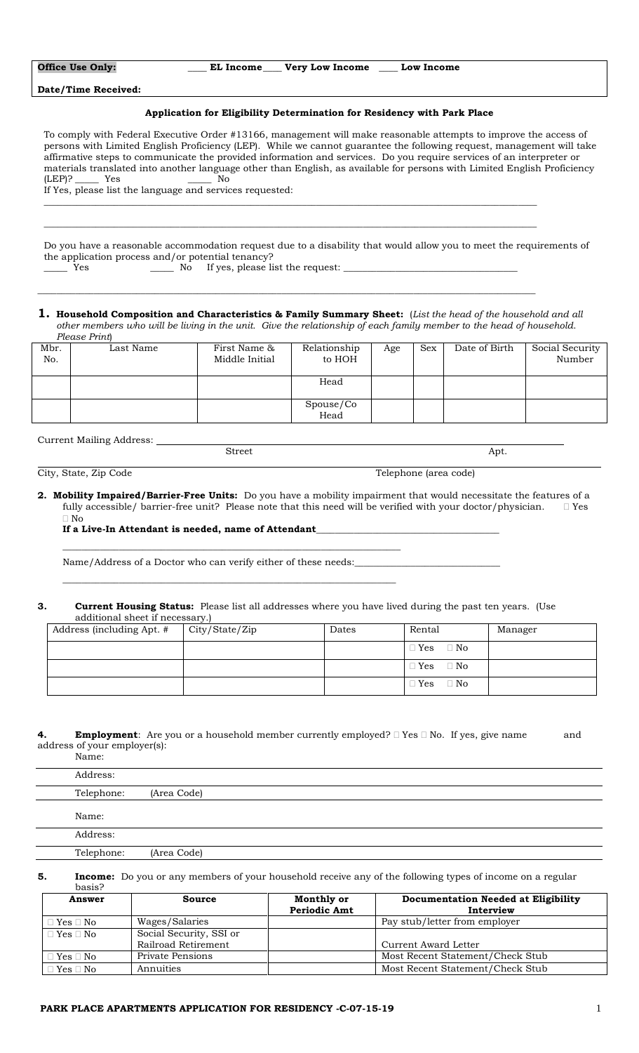**Office Use Only:** ____ EL Income ____ Very Low Income ____ Low Income

**Date/Time Received:**

### Application for Eligibility Determination for Residency with Park Place

To comply with Federal Executive Order #13166, management will make reasonable attempts to improve the access of persons with Limited English Proficiency (LEP). While we cannot guarantee the following request, management will take affirmative steps to communicate the provided information and services. Do you require services of an interpreter or materials translated into another language other than English, as available for persons with Limited English Proficiency (LEP)? _____ Yes _____ No

If Yes, please list the language and services requested:

______________________________________________________________________________________

______________________________________________________________________________________

Do you have a reasonable accommodation request due to a disability that would allow you to meet the requirements of the application process and/or potential tenancy?

_____ Yes _____ No If yes, please list the request: ___________________________________

______________________________________________________________________________________

**1. Household Composition and Characteristics & Family Summary Sheet:** (*List the head of the household and all other members who will be living in the unit. Give the relationship of each family member to the head of household. Please Print*)

| Mbr. No. | Last Name | First Name & Middle Initial | Relationship to HOH | Age | Sex | Date of Birth | Social Security Number |
|---|---|---|---|---|---|---|---|
| | | | Head | | | | |
| | | | Spouse/Co Head | | | | |

Current Mailing Address: ___________________________________________________________
Street Apt.

______________________________________________________________________________________
City, State, Zip Code Telephone (area code)

**2. Mobility Impaired/Barrier-Free Units:** Do you have a mobility impairment that would necessitate the features of a fully accessible/ barrier-free unit? Please note that this need will be verified with your doctor/physician. ☐ Yes ☐ No

**If a Live-In Attendant is needed, name of Attendant**___________________________________

______________________________________________________________________

Name/Address of a Doctor who can verify either of these needs:_____________________________

______________________________________________________________________

**3. Current Housing Status:** Please list all addresses where you have lived during the past ten years. (Use additional sheet if necessary.)

| Address (including Apt. # | City/State/Zip | Dates | Rental | Manager |
|---|---|---|---|---|
| | | | ☐ Yes ☐ No | |
| | | | ☐ Yes ☐ No | |
| | | | ☐ Yes ☐ No | |

**4. Employment**: Are you or a household member currently employed? ☐ Yes ☐ No. If yes, give name and address of your employer(s):

Name:

Address:

Telephone: (Area Code)

Name:

Address:

Telephone: (Area Code)

**5. Income:** Do you or any members of your household receive any of the following types of income on a regular basis?

| Answer | Source | Monthly or Periodic Amt | Documentation Needed at Eligibility Interview |
|---|---|---|---|
| ☐ Yes ☐ No | Wages/Salaries | | Pay stub/letter from employer |
| ☐ Yes ☐ No | Social Security, SSI or Railroad Retirement | | Current Award Letter |
| ☐ Yes ☐ No | Private Pensions | | Most Recent Statement/Check Stub |
| ☐ Yes ☐ No | Annuities | | Most Recent Statement/Check Stub |

PARK PLACE APARTMENTS APPLICATION FOR RESIDENCY -C-07-15-19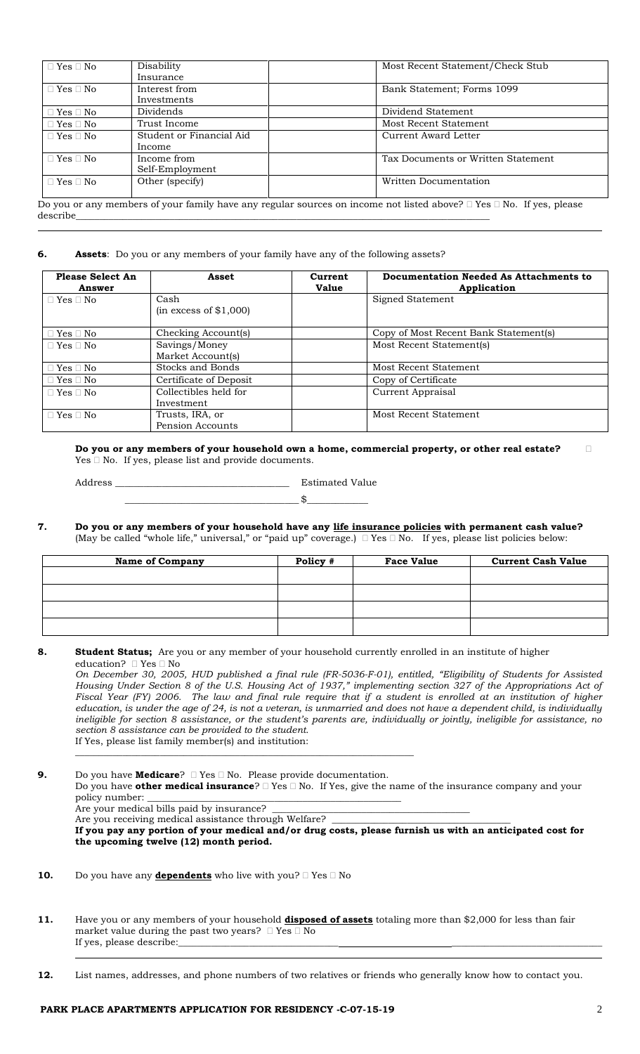| | | | |
|---|---|---|---|
| □ Yes □ No | Disability Insurance | | Most Recent Statement/Check Stub |
| □ Yes □ No | Interest from Investments | | Bank Statement; Forms 1099 |
| □ Yes □ No | Dividends | | Dividend Statement |
| □ Yes □ No | Trust Income | | Most Recent Statement |
| □ Yes □ No | Student or Financial Aid Income | | Current Award Letter |
| □ Yes □ No | Income from Self-Employment | | Tax Documents or Written Statement |
| □ Yes □ No | Other (specify) | | Written Documentation |

Do you or any members of your family have any regular sources on income not listed above? □ Yes □ No. If yes, please describe_______________________________________________________________________________________

**6. Assets**: Do you or any members of your family have any of the following assets?

| Please Select An Answer | Asset | Current Value | Documentation Needed As Attachments to Application |
|---|---|---|---|
| □ Yes □ No | Cash (in excess of $1,000) | | Signed Statement |
| □ Yes □ No | Checking Account(s) | | Copy of Most Recent Bank Statement(s) |
| □ Yes □ No | Savings/Money Market Account(s) | | Most Recent Statement(s) |
| □ Yes □ No | Stocks and Bonds | | Most Recent Statement |
| □ Yes □ No | Certificate of Deposit | | Copy of Certificate |
| □ Yes □ No | Collectibles held for Investment | | Current Appraisal |
| □ Yes □ No | Trusts, IRA, or Pension Accounts | | Most Recent Statement |

**Do you or any members of your household own a home, commercial property, or other real estate?** □ Yes □ No. If yes, please list and provide documents.

Address __________________________________ Estimated Value

__________________________________ $____________

**7. Do you or any members of your household have any life insurance policies with permanent cash value?** (May be called "whole life," universal," or "paid up" coverage.) □ Yes □ No. If yes, please list policies below:

| Name of Company | Policy # | Face Value | Current Cash Value |
|---|---|---|---|
| | | | |
| | | | |
| | | | |
| | | | |

**8. Student Status;** Are you or any member of your household currently enrolled in an institute of higher education? □ Yes □ No

*On December 30, 2005, HUD published a final rule (FR-5036-F-01), entitled, "Eligibility of Students for Assisted Housing Under Section 8 of the U.S. Housing Act of 1937," implementing section 327 of the Appropriations Act of Fiscal Year (FY) 2006. The law and final rule require that if a student is enrolled at an institution of higher education, is under the age of 24, is not a veteran, is unmarried and does not have a dependent child, is individually ineligible for section 8 assistance, or the student's parents are, individually or jointly, ineligible for assistance, no section 8 assistance can be provided to the student.*

If Yes, please list family member(s) and institution:

______________________________________________________________________

**9.** Do you have **Medicare**? □ Yes □ No. Please provide documentation.

Do you have **other medical insurance**? □ Yes □ No. If Yes, give the name of the insurance company and your policy number: ________________________________________________________

Are your medical bills paid by insurance? ____________________________________

Are you receiving medical assistance through Welfare? ____________________________________

**If you pay any portion of your medical and/or drug costs, please furnish us with an anticipated cost for the upcoming twelve (12) month period.**

**10.** Do you have any **dependents** who live with you? □ Yes □ No

**11.** Have you or any members of your household **disposed of assets** totaling more than $2,000 for less than fair market value during the past two years? □ Yes □ No

If yes, please describe:_______________________________________________________________________________

**12.** List names, addresses, and phone numbers of two relatives or friends who generally know how to contact you.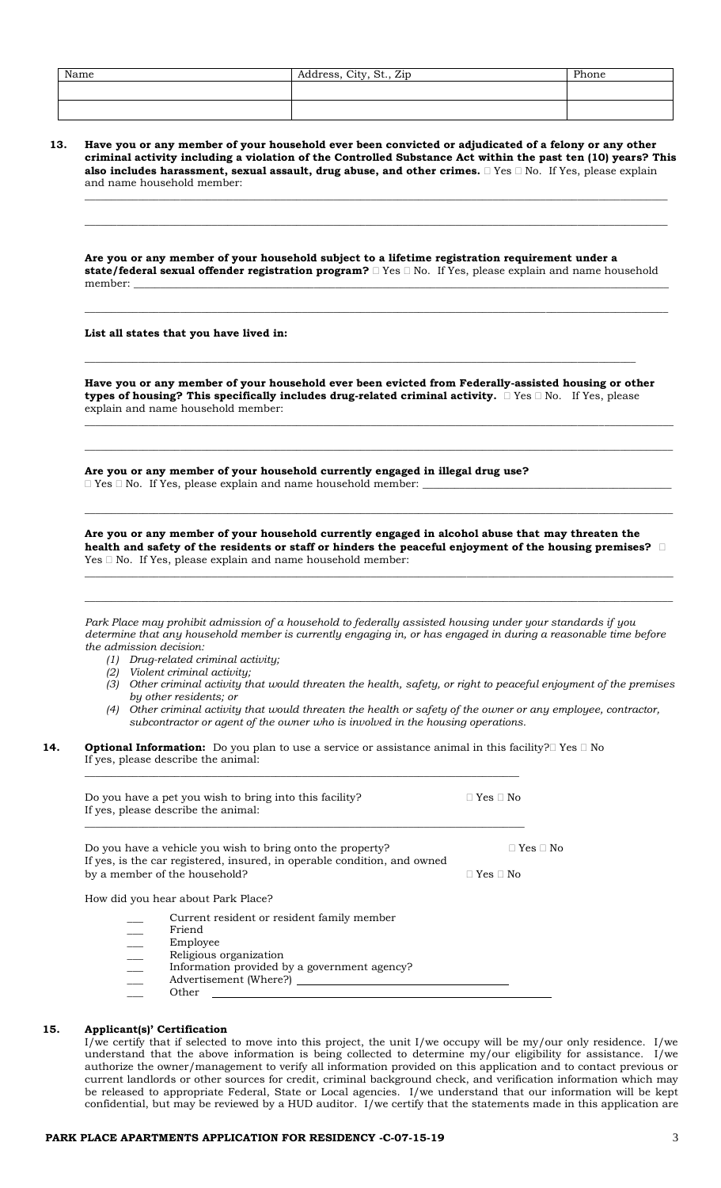| Name | Address, City, St., Zip | Phone |
|---|---|---|
| | | |
| | | |

**13. Have you or any member of your household ever been convicted or adjudicated of a felony or any other criminal activity including a violation of the Controlled Substance Act within the past ten (10) years? This also includes harassment, sexual assault, drug abuse, and other crimes.** ☐ Yes ☐ No. If Yes, please explain and name household member:

___

___

**Are you or any member of your household subject to a lifetime registration requirement under a state/federal sexual offender registration program?** ☐ Yes ☐ No. If Yes, please explain and name household member: ___

___

**List all states that you have lived in:**

___

**Have you or any member of your household ever been evicted from Federally-assisted housing or other types of housing? This specifically includes drug-related criminal activity.** ☐ Yes ☐ No. If Yes, please explain and name household member:

___

___

**Are you or any member of your household currently engaged in illegal drug use?**
☐ Yes ☐ No. If Yes, please explain and name household member: ___

___

**Are you or any member of your household currently engaged in alcohol abuse that may threaten the health and safety of the residents or staff or hinders the peaceful enjoyment of the housing premises?** ☐ Yes ☐ No. If Yes, please explain and name household member:

___

___

*Park Place may prohibit admission of a household to federally assisted housing under your standards if you determine that any household member is currently engaging in, or has engaged in during a reasonable time before the admission decision:*

*(1) Drug-related criminal activity;*
*(2) Violent criminal activity;*
*(3) Other criminal activity that would threaten the health, safety, or right to peaceful enjoyment of the premises by other residents; or*
*(4) Other criminal activity that would threaten the health or safety of the owner or any employee, contractor, subcontractor or agent of the owner who is involved in the housing operations.*

**14. Optional Information:** Do you plan to use a service or assistance animal in this facility? ☐ Yes ☐ No
If yes, please describe the animal:

___

Do you have a pet you wish to bring into this facility? ☐ Yes ☐ No
If yes, please describe the animal:

___

Do you have a vehicle you wish to bring onto the property? ☐ Yes ☐ No
If yes, is the car registered, insured, in operable condition, and owned by a member of the household? ☐ Yes ☐ No

How did you hear about Park Place?

- ___ Current resident or resident family member
- ___ Friend
- ___ Employee
- ___ Religious organization
- ___ Information provided by a government agency?
- ___ Advertisement (Where?) ___
- ___ Other ___

**15. Applicant(s)' Certification**

I/we certify that if selected to move into this project, the unit I/we occupy will be my/our only residence. I/we understand that the above information is being collected to determine my/our eligibility for assistance. I/we authorize the owner/management to verify all information provided on this application and to contact previous or current landlords or other sources for credit, criminal background check, and verification information which may be released to appropriate Federal, State or Local agencies. I/we understand that our information will be kept confidential, but may be reviewed by a HUD auditor. I/we certify that the statements made in this application are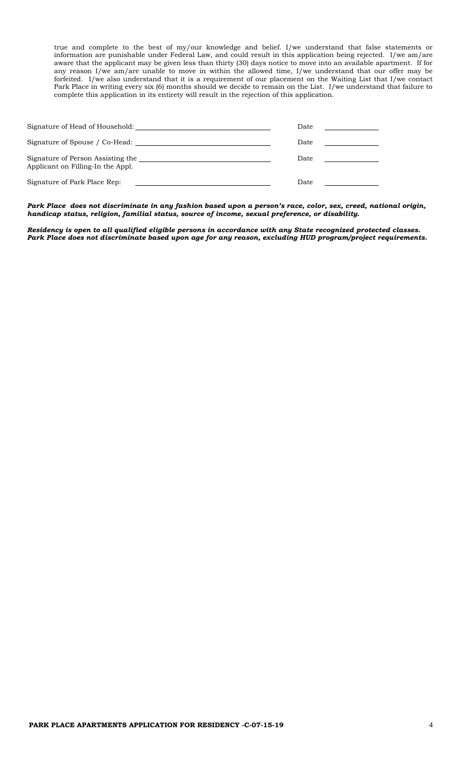true and complete to the best of my/our knowledge and belief. I/we understand that false statements or information are punishable under Federal Law, and could result in this application being rejected. I/we am/are aware that the applicant may be given less than thirty (30) days notice to move into an available apartment. If for any reason I/we am/are unable to move in within the allowed time, I/we understand that our offer may be forfeited. I/we also understand that it is a requirement of our placement on the Waiting List that I/we contact Park Place in writing every six (6) months should we decide to remain on the List. I/we understand that failure to complete this application in its entirety will result in the rejection of this application.

| | | | |
|---|---|---|---|
| Signature of Head of Household: | ______________________________ | Date | ____________ |
| Signature of Spouse / Co-Head: | ______________________________ | Date | ____________ |
| Signature of Person Assisting the Applicant on Filling-In the Appl. | ______________________________ | Date | ____________ |
| Signature of Park Place Rep: | ______________________________ | Date | ____________ |

***Park Place does not discriminate in any fashion based upon a person's race, color, sex, creed, national origin, handicap status, religion, familial status, source of income, sexual preference, or disability.***

***Residency is open to all qualified eligible persons in accordance with any State recognized protected classes. Park Place does not discriminate based upon age for any reason, excluding HUD program/project requirements.***

**PARK PLACE APARTMENTS APPLICATION FOR RESIDENCY -C-07-15-19**